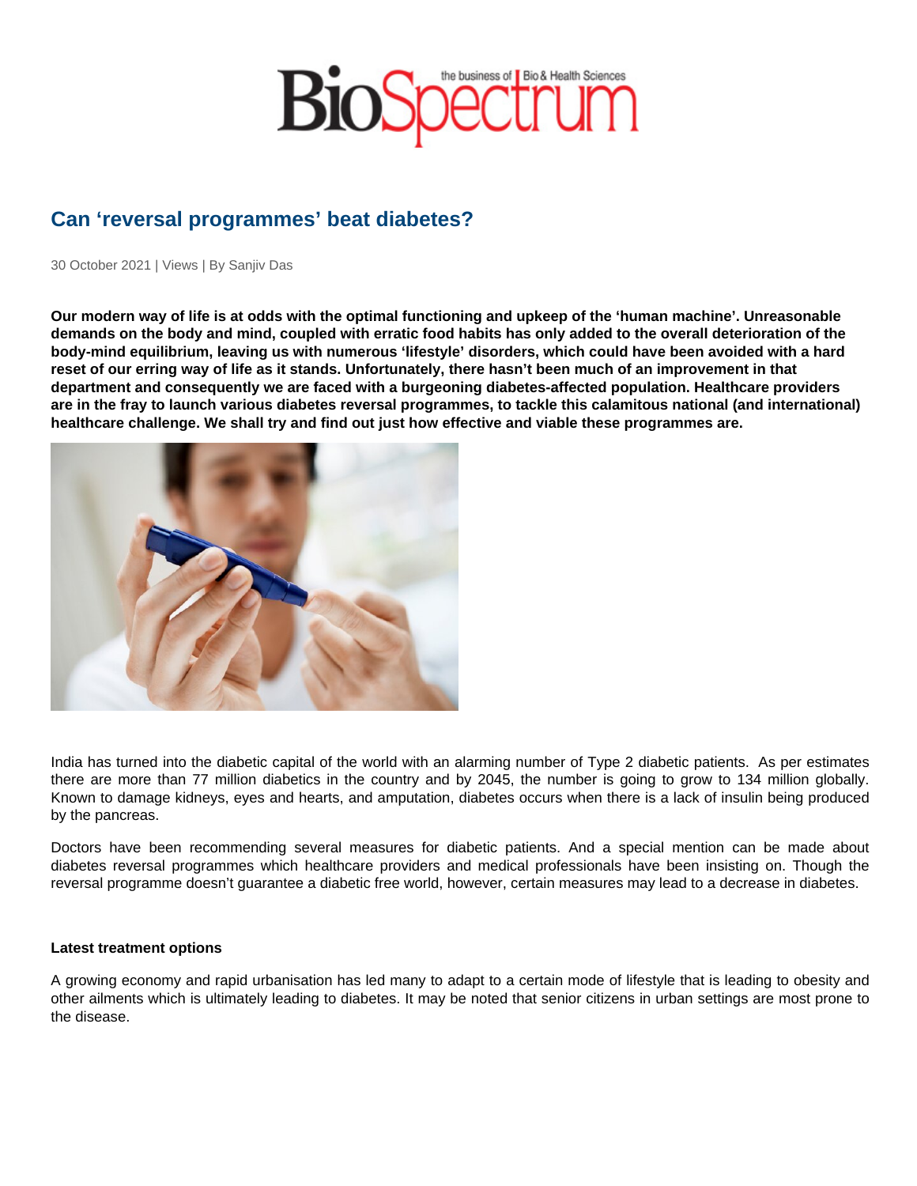# Can 'reversal programmes' beat diabetes?

30 October 2021 | Views | By Sanjiv Das

**Our modern way of life is at odds with the optimal functioning and upkeep of the 'human machine'. Unreasonable demands on the body and mind, coupled with erratic food habits has only added to the overall deterioration of the body-mind equilibrium, leaving us with numerous 'lifestyle' disorders, which could have been avoided with a hard reset of our erring way of life as it stands. Unfortunately, there hasn't been much of an improvement in that department and consequently we are faced with a burgeoning diabetes-affected population. Healthcare providers are in the fray to launch various diabetes reversal programmes, to tackle this calamitous national (and international) healthcare challenge. We shall try and find out just how effective and viable these programmes are.**

India has turned into the diabetic capital of the world with an alarming number of Type 2 diabetic patients. As per estimates there are more than 77 million diabetics in the country and by 2045, the number is going to grow to 134 million globally. Known to damage kidneys, eyes and hearts, and amputation, diabetes occurs when there is a lack of insulin being produced by the pancreas.

Doctors have been recommending several measures for diabetic patients. And a special mention can be made about diabetes reversal programmes which healthcare providers and medical professionals have been insisting on. Though the reversal programme doesn't guarantee a diabetic free world, however, certain measures may lead to a decrease in diabetes.

**Latest treatment options**

A growing economy and rapid urbanisation has led many to adapt to a certain mode of lifestyle that is leading to obesity and other ailments which is ultimately leading to diabetes. It may be noted that senior citizens in urban settings are most prone to the disease.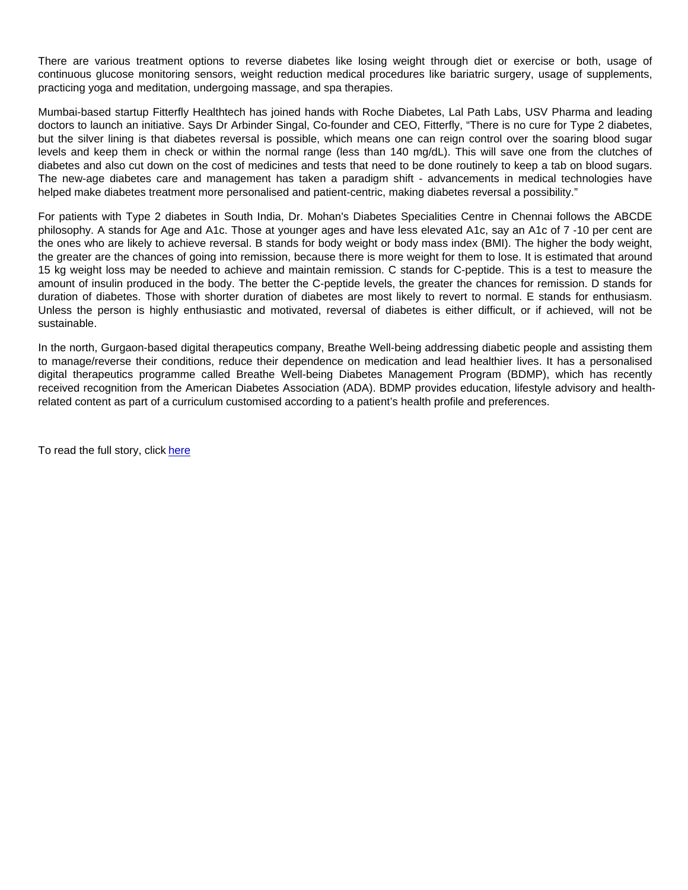There are various treatment options to reverse diabetes like losing weight through diet or exercise or both, usage of continuous glucose monitoring sensors, weight reduction medical procedures like bariatric surgery, usage of supplements, practicing yoga and meditation, undergoing massage, and spa therapies.

Mumbai-based startup Fitterfly Healthtech has joined hands with Roche Diabetes, Lal Path Labs, USV Pharma and leading doctors to launch an initiative. Says Dr Arbinder Singal, Co-founder and CEO, Fitterfly, “There is no cure for Type 2 diabetes, but the silver lining is that diabetes reversal is possible, which means one can reign control over the soaring blood sugar levels and keep them in check or within the normal range (less than 140 mg/dL). This will save one from the clutches of diabetes and also cut down on the cost of medicines and tests that need to be done routinely to keep a tab on blood sugars. The new-age diabetes care and management has taken a paradigm shift - advancements in medical technologies have helped make diabetes treatment more personalised and patient-centric, making diabetes reversal a possibility.”

For patients with Type 2 diabetes in South India, Dr. Mohan's Diabetes Specialities Centre in Chennai follows the ABCDE philosophy. A stands for Age and A1c. Those at younger ages and have less elevated A1c, say an A1c of 7 -10 per cent are the ones who are likely to achieve reversal. B stands for body weight or body mass index (BMI). The higher the body weight, the greater are the chances of going into remission, because there is more weight for them to lose. It is estimated that around 15 kg weight loss may be needed to achieve and maintain remission. C stands for C-peptide. This is a test to measure the amount of insulin produced in the body. The better the C-peptide levels, the greater the chances for remission. D stands for duration of diabetes. Those with shorter duration of diabetes are most likely to revert to normal. E stands for enthusiasm. Unless the person is highly enthusiastic and motivated, reversal of diabetes is either difficult, or if achieved, will not be sustainable.

In the north, Gurgaon-based digital therapeutics company, Breathe Well-being addressing diabetic people and assisting them to manage/reverse their conditions, reduce their dependence on medication and lead healthier lives. It has a personalised digital therapeutics programme called Breathe Well-being Diabetes Management Program (BDMP), which has recently received recognition from the American Diabetes Association (ADA). BDMP provides education, lifestyle advisory and health-related content as part of a curriculum customised according to a patient’s health profile and preferences.

To read the full story, click here